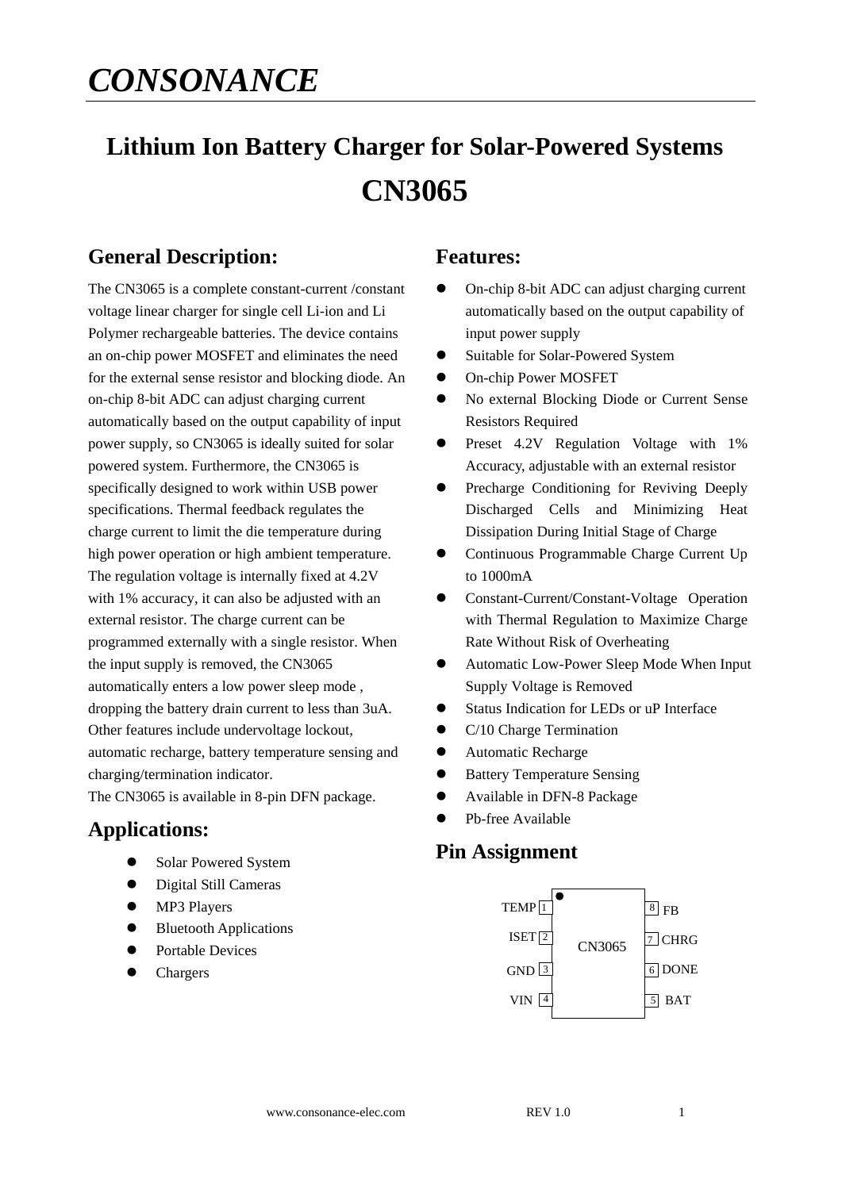# CONSONANCE

# Lithium Ion Battery Charger for Solar-Powered Systems

# CN3065

## General Description:

The CN3065 is a complete constant-current /constant voltage linear charger for single cell Li-ion and Li Polymer rechargeable batteries. The device contains an on-chip power MOSFET and eliminates the need for the external sense resistor and blocking diode. An on-chip 8-bit ADC can adjust charging current automatically based on the output capability of input power supply, so CN3065 is ideally suited for solar powered system. Furthermore, the CN3065 is specifically designed to work within USB power specifications. Thermal feedback regulates the charge current to limit the die temperature during high power operation or high ambient temperature. The regulation voltage is internally fixed at 4.2V with 1% accuracy, it can also be adjusted with an external resistor. The charge current can be programmed externally with a single resistor. When the input supply is removed, the CN3065 automatically enters a low power sleep mode , dropping the battery drain current to less than 3uA. Other features include undervoltage lockout, automatic recharge, battery temperature sensing and charging/termination indicator.

The CN3065 is available in 8-pin DFN package.

## Applications:

- Solar Powered System
- Digital Still Cameras
- MP3 Players
- Bluetooth Applications
- Portable Devices
- Chargers

## Features:

- On-chip 8-bit ADC can adjust charging current automatically based on the output capability of input power supply
- Suitable for Solar-Powered System
- On-chip Power MOSFET
- No external Blocking Diode or Current Sense Resistors Required
- Preset 4.2V Regulation Voltage with 1% Accuracy, adjustable with an external resistor
- Precharge Conditioning for Reviving Deeply Discharged Cells and Minimizing Heat Dissipation During Initial Stage of Charge
- Continuous Programmable Charge Current Up to 1000mA
- Constant-Current/Constant-Voltage Operation with Thermal Regulation to Maximize Charge Rate Without Risk of Overheating
- Automatic Low-Power Sleep Mode When Input Supply Voltage is Removed
- Status Indication for LEDs or uP Interface
- C/10 Charge Termination
- Automatic Recharge
- Battery Temperature Sensing
- Available in DFN-8 Package
- Pb-free Available

## Pin Assignment

| Pin | Name | Pin | Name |
|---|---|---|---|
| 1 | TEMP | 8 | FB |
| 2 | ISET | 7 | CHRG |
| 3 | GND | 6 | DONE |
| 4 | VIN | 5 | BAT |

CN3065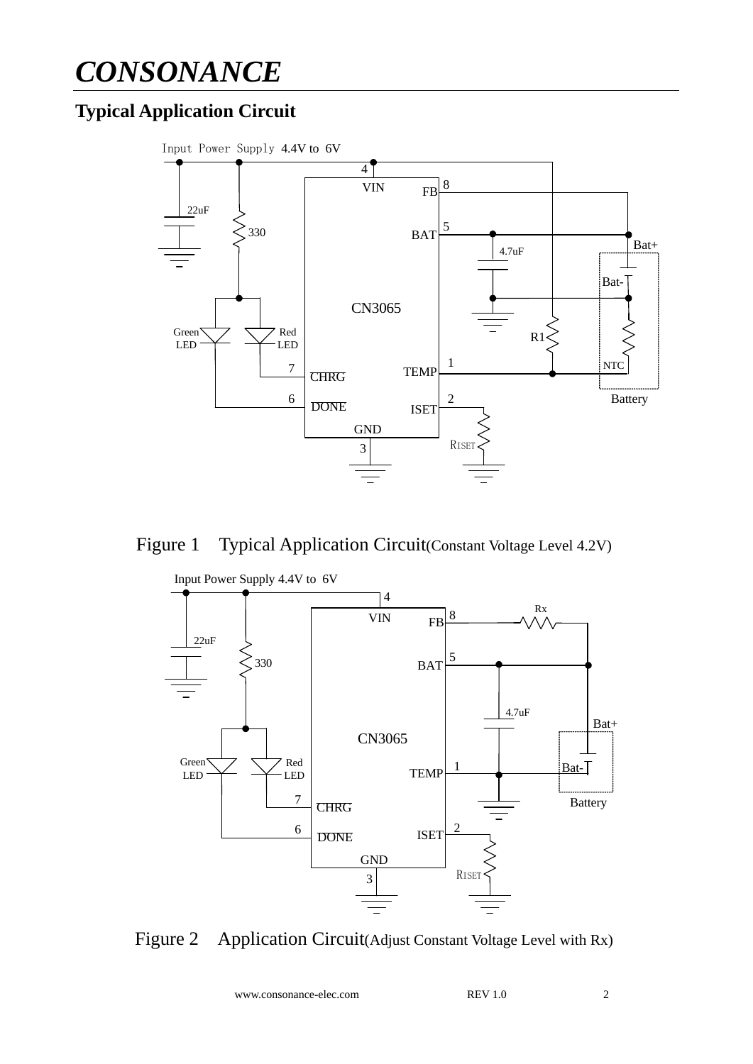## Typical Application Circuit

Figure 1 Typical Application Circuit(Constant Voltage Level 4.2V)

Figure 2 Application Circuit(Adjust Constant Voltage Level with Rx)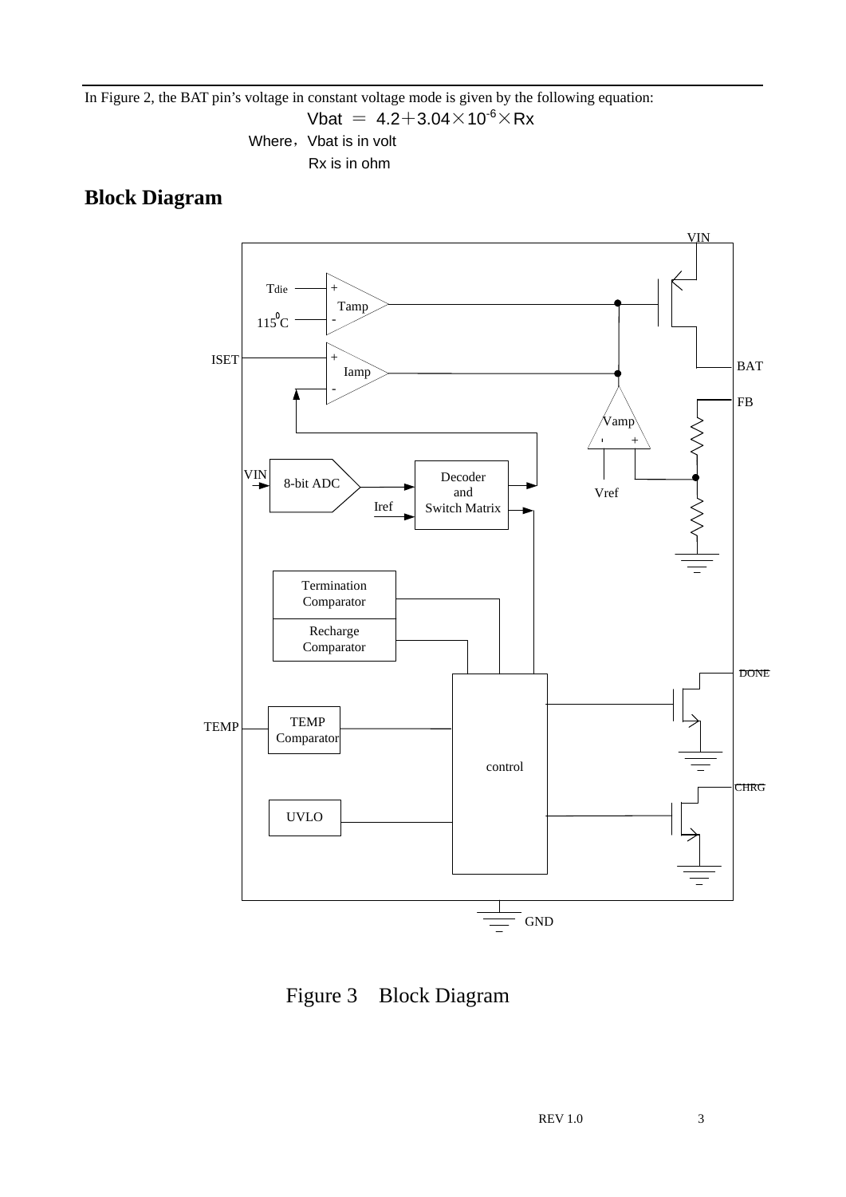In Figure 2, the BAT pin’s voltage in constant voltage mode is given by the following equation:

$$Vbat = 4.2 + 3.04 \times 10^{-6} \times Rx$$

Where，Vbat is in volt

Rx is in ohm

## Block Diagram

Figure 3 Block Diagram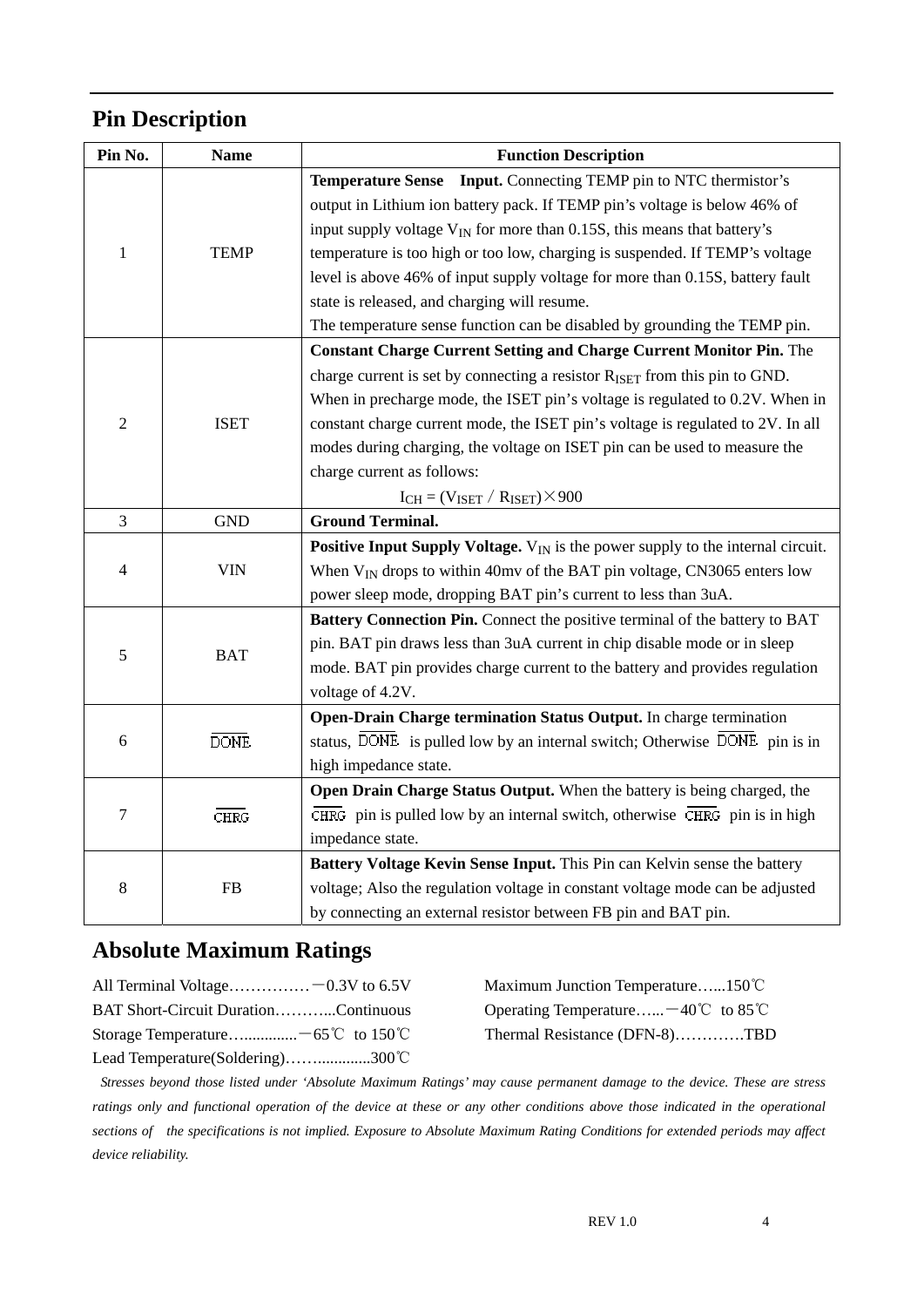## Pin Description

| Pin No. | Name | Function Description |
|---|---|---|
| 1 | TEMP | **Temperature Sense Input.** Connecting TEMP pin to NTC thermistor's output in Lithium ion battery pack. If TEMP pin's voltage is below 46% of input supply voltage $V_{IN}$ for more than 0.15S, this means that battery's temperature is too high or too low, charging is suspended. If TEMP's voltage level is above 46% of input supply voltage for more than 0.15S, battery fault state is released, and charging will resume. The temperature sense function can be disabled by grounding the TEMP pin. |
| 2 | ISET | **Constant Charge Current Setting and Charge Current Monitor Pin.** The charge current is set by connecting a resistor $R_{ISET}$ from this pin to GND. When in precharge mode, the ISET pin's voltage is regulated to 0.2V. When in constant charge current mode, the ISET pin's voltage is regulated to 2V. In all modes during charging, the voltage on ISET pin can be used to measure the charge current as follows: $I_{CH} = (V_{ISET} / R_{ISET}) \times 900$ |
| 3 | GND | **Ground Terminal.** |
| 4 | VIN | **Positive Input Supply Voltage.** $V_{IN}$ is the power supply to the internal circuit. When $V_{IN}$ drops to within 40mv of the BAT pin voltage, CN3065 enters low power sleep mode, dropping BAT pin's current to less than 3uA. |
| 5 | BAT | **Battery Connection Pin.** Connect the positive terminal of the battery to BAT pin. BAT pin draws less than 3uA current in chip disable mode or in sleep mode. BAT pin provides charge current to the battery and provides regulation voltage of 4.2V. |
| 6 | $\overline{DONE}$ | **Open-Drain Charge termination Status Output.** In charge termination status, $\overline{DONE}$ is pulled low by an internal switch; Otherwise $\overline{DONE}$ pin is in high impedance state. |
| 7 | $\overline{CHRG}$ | **Open Drain Charge Status Output.** When the battery is being charged, the $\overline{CHRG}$ pin is pulled low by an internal switch, otherwise $\overline{CHRG}$ pin is in high impedance state. |
| 8 | FB | **Battery Voltage Kevin Sense Input.** This Pin can Kelvin sense the battery voltage; Also the regulation voltage in constant voltage mode can be adjusted by connecting an external resistor between FB pin and BAT pin. |

## Absolute Maximum Ratings

All Terminal Voltage……………－0.3V to 6.5V
BAT Short-Circuit Duration………..Continuous
Storage Temperature…............－65℃ to 150℃
Lead Temperature(Soldering)……............300℃
Maximum Junction Temperature…...150℃
Operating Temperature…...－40℃ to 85℃
Thermal Resistance (DFN-8)…………TBD

*Stresses beyond those listed under 'Absolute Maximum Ratings' may cause permanent damage to the device. These are stress ratings only and functional operation of the device at these or any other conditions above those indicated in the operational sections of the specifications is not implied. Exposure to Absolute Maximum Rating Conditions for extended periods may affect device reliability.*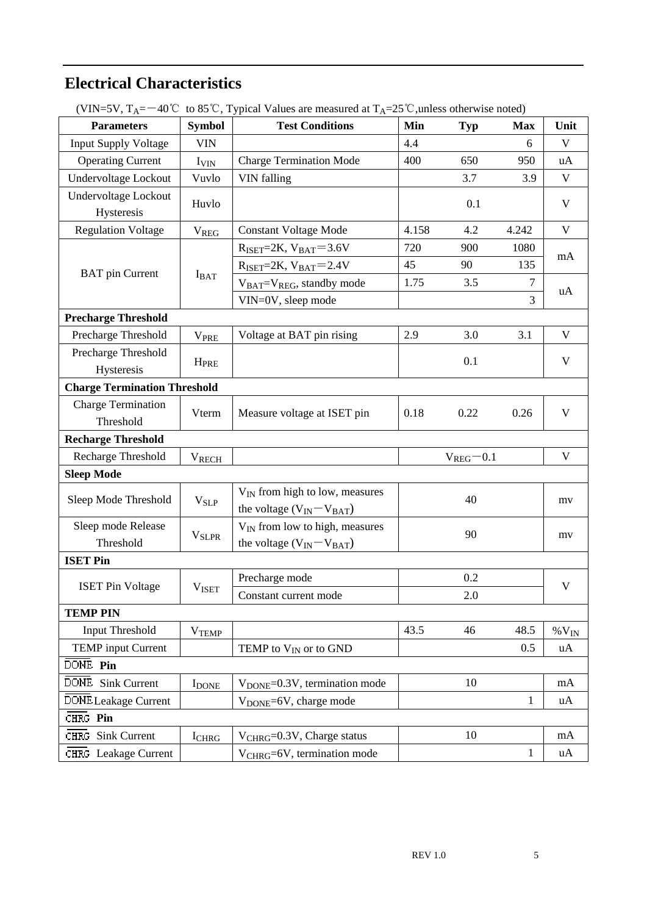## Electrical Characteristics

(VIN=5V, $T_A$=－40℃ to 85℃, Typical Values are measured at $T_A$=25℃,unless otherwise noted)

| Parameters | Symbol | Test Conditions | Min | Typ | Max | Unit |
|---|---|---|---|---|---|---|
| Input Supply Voltage | VIN | | 4.4 | | 6 | V |
| Operating Current | $I_{VIN}$ | Charge Termination Mode | 400 | 650 | 950 | uA |
| Undervoltage Lockout | Vuvlo | VIN falling | | 3.7 | 3.9 | V |
| Undervoltage Lockout Hysteresis | Huvlo | | | 0.1 | | V |
| Regulation Voltage | $V_{REG}$ | Constant Voltage Mode | 4.158 | 4.2 | 4.242 | V |
| BAT pin Current | $I_{BAT}$ | $R_{ISET}$=2K, $V_{BAT}$＝3.6V | 720 | 900 | 1080 | mA |
| | | $R_{ISET}$=2K, $V_{BAT}$＝2.4V | 45 | 90 | 135 | mA |
| | | $V_{BAT}$=$V_{REG}$, standby mode | 1.75 | 3.5 | 7 | uA |
| | | VIN=0V, sleep mode | | | 3 | uA |
| **Precharge Threshold** | | | | | | |
| Precharge Threshold | $V_{PRE}$ | Voltage at BAT pin rising | 2.9 | 3.0 | 3.1 | V |
| Precharge Threshold Hysteresis | $H_{PRE}$ | | | 0.1 | | V |
| **Charge Termination Threshold** | | | | | | |
| Charge Termination Threshold | Vterm | Measure voltage at ISET pin | 0.18 | 0.22 | 0.26 | V |
| **Recharge Threshold** | | | | | | |
| Recharge Threshold | $V_{RECH}$ | | | $V_{REG}$－0.1 | | V |
| **Sleep Mode** | | | | | | |
| Sleep Mode Threshold | $V_{SLP}$ | $V_{IN}$ from high to low, measures the voltage ($V_{IN}$－$V_{BAT}$) | | 40 | | mv |
| Sleep mode Release Threshold | $V_{SLPR}$ | $V_{IN}$ from low to high, measures the voltage ($V_{IN}$－$V_{BAT}$) | | 90 | | mv |
| **ISET Pin** | | | | | | |
| ISET Pin Voltage | $V_{ISET}$ | Precharge mode | | 0.2 | | V |
| | | Constant current mode | | 2.0 | | V |
| **TEMP PIN** | | | | | | |
| Input Threshold | $V_{TEMP}$ | | 43.5 | 46 | 48.5 | %$V_{IN}$ |
| TEMP input Current | | TEMP to $V_{IN}$ or to GND | | | 0.5 | uA |
| **$\overline{DONE}$ Pin** | | | | | | |
| $\overline{DONE}$ Sink Current | $I_{DONE}$ | $V_{DONE}$=0.3V, termination mode | | 10 | | mA |
| $\overline{DONE}$ Leakage Current | | $V_{DONE}$=6V, charge mode | | | 1 | uA |
| **$\overline{CHRG}$ Pin** | | | | | | |
| $\overline{CHRG}$ Sink Current | $I_{CHRG}$ | $V_{CHRG}$=0.3V, Charge status | | 10 | | mA |
| $\overline{CHRG}$ Leakage Current | | $V_{CHRG}$=6V, termination mode | | | 1 | uA |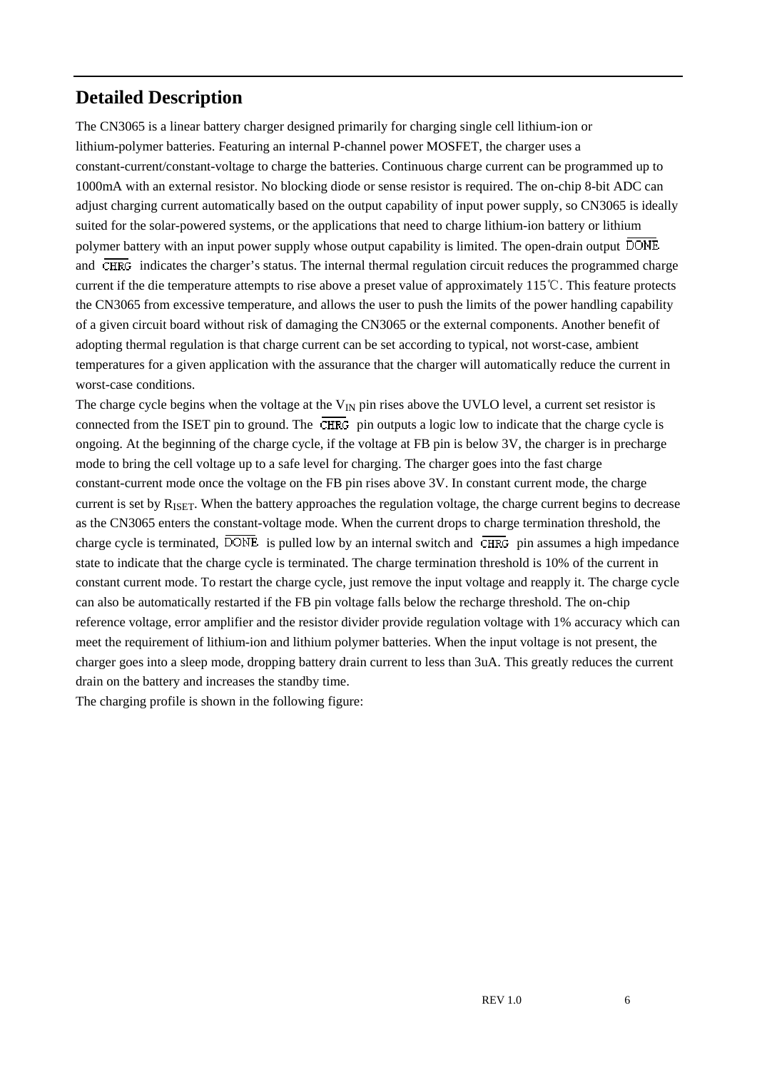## Detailed Description

The CN3065 is a linear battery charger designed primarily for charging single cell lithium-ion or lithium-polymer batteries. Featuring an internal P-channel power MOSFET, the charger uses a constant-current/constant-voltage to charge the batteries. Continuous charge current can be programmed up to 1000mA with an external resistor. No blocking diode or sense resistor is required. The on-chip 8-bit ADC can adjust charging current automatically based on the output capability of input power supply, so CN3065 is ideally suited for the solar-powered systems, or the applications that need to charge lithium-ion battery or lithium polymer battery with an input power supply whose output capability is limited. The open-drain output $\overline{DONE}$ and $\overline{CHRG}$ indicates the charger's status. The internal thermal regulation circuit reduces the programmed charge current if the die temperature attempts to rise above a preset value of approximately 115℃. This feature protects the CN3065 from excessive temperature, and allows the user to push the limits of the power handling capability of a given circuit board without risk of damaging the CN3065 or the external components. Another benefit of adopting thermal regulation is that charge current can be set according to typical, not worst-case, ambient temperatures for a given application with the assurance that the charger will automatically reduce the current in worst-case conditions.

The charge cycle begins when the voltage at the $V_{IN}$ pin rises above the UVLO level, a current set resistor is connected from the ISET pin to ground. The $\overline{CHRG}$ pin outputs a logic low to indicate that the charge cycle is ongoing. At the beginning of the charge cycle, if the voltage at FB pin is below 3V, the charger is in precharge mode to bring the cell voltage up to a safe level for charging. The charger goes into the fast charge constant-current mode once the voltage on the FB pin rises above 3V. In constant current mode, the charge current is set by $R_{ISET}$. When the battery approaches the regulation voltage, the charge current begins to decrease as the CN3065 enters the constant-voltage mode. When the current drops to charge termination threshold, the charge cycle is terminated, $\overline{DONE}$ is pulled low by an internal switch and $\overline{CHRG}$ pin assumes a high impedance state to indicate that the charge cycle is terminated. The charge termination threshold is 10% of the current in constant current mode. To restart the charge cycle, just remove the input voltage and reapply it. The charge cycle can also be automatically restarted if the FB pin voltage falls below the recharge threshold. The on-chip reference voltage, error amplifier and the resistor divider provide regulation voltage with 1% accuracy which can meet the requirement of lithium-ion and lithium polymer batteries. When the input voltage is not present, the charger goes into a sleep mode, dropping battery drain current to less than 3uA. This greatly reduces the current drain on the battery and increases the standby time.

The charging profile is shown in the following figure: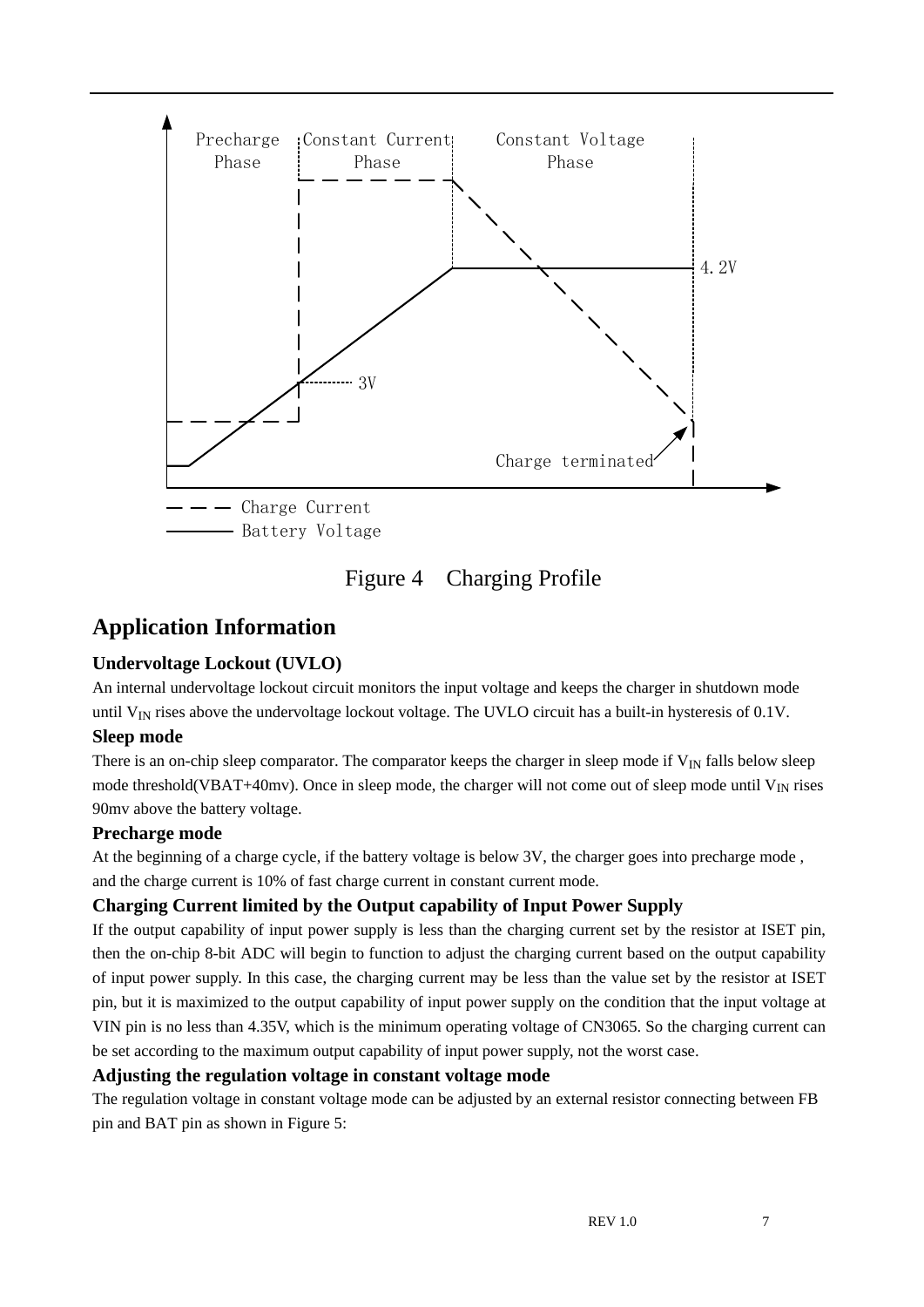Figure 4  Charging Profile

## Application Information

### Undervoltage Lockout (UVLO)

An internal undervoltage lockout circuit monitors the input voltage and keeps the charger in shutdown mode until $V_{IN}$ rises above the undervoltage lockout voltage. The UVLO circuit has a built-in hysteresis of 0.1V.

### Sleep mode

There is an on-chip sleep comparator. The comparator keeps the charger in sleep mode if $V_{IN}$ falls below sleep mode threshold(VBAT+40mv). Once in sleep mode, the charger will not come out of sleep mode until $V_{IN}$ rises 90mv above the battery voltage.

### Precharge mode

At the beginning of a charge cycle, if the battery voltage is below 3V, the charger goes into precharge mode , and the charge current is 10% of fast charge current in constant current mode.

### Charging Current limited by the Output capability of Input Power Supply

If the output capability of input power supply is less than the charging current set by the resistor at ISET pin, then the on-chip 8-bit ADC will begin to function to adjust the charging current based on the output capability of input power supply. In this case, the charging current may be less than the value set by the resistor at ISET pin, but it is maximized to the output capability of input power supply on the condition that the input voltage at VIN pin is no less than 4.35V, which is the minimum operating voltage of CN3065. So the charging current can be set according to the maximum output capability of input power supply, not the worst case.

### Adjusting the regulation voltage in constant voltage mode

The regulation voltage in constant voltage mode can be adjusted by an external resistor connecting between FB pin and BAT pin as shown in Figure 5: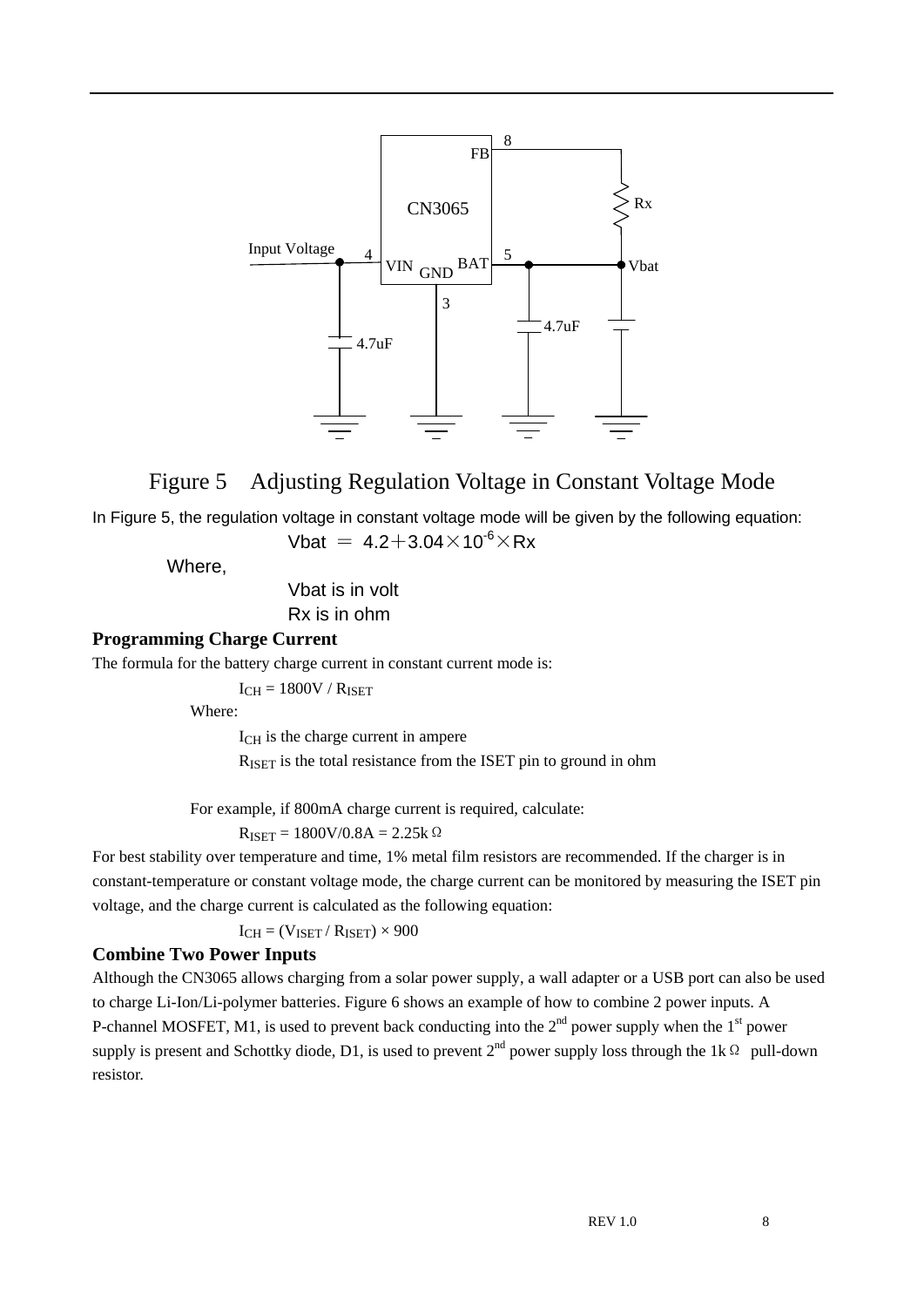Figure 5 Adjusting Regulation Voltage in Constant Voltage Mode

In Figure 5, the regulation voltage in constant voltage mode will be given by the following equation:

$$V_{bat} = 4.2 + 3.04 \times 10^{-6} \times R_x$$

Where,

Vbat is in volt

Rx is in ohm

### Programming Charge Current

The formula for the battery charge current in constant current mode is:

$$I_{CH} = 1800V / R_{ISET}$$

Where:

$I_{CH}$ is the charge current in ampere

$R_{ISET}$ is the total resistance from the ISET pin to ground in ohm

For example, if 800mA charge current is required, calculate:

$$R_{ISET} = 1800V/0.8A = 2.25k\Omega$$

For best stability over temperature and time, 1% metal film resistors are recommended. If the charger is in constant-temperature or constant voltage mode, the charge current can be monitored by measuring the ISET pin voltage, and the charge current is calculated as the following equation:

$$I_{CH} = (V_{ISET} / R_{ISET}) \times 900$$

### Combine Two Power Inputs

Although the CN3065 allows charging from a solar power supply, a wall adapter or a USB port can also be used to charge Li-Ion/Li-polymer batteries. Figure 6 shows an example of how to combine 2 power inputs. A P-channel MOSFET, M1, is used to prevent back conducting into the 2nd power supply when the 1st power supply is present and Schottky diode, D1, is used to prevent 2nd power supply loss through the 1kΩ pull-down resistor.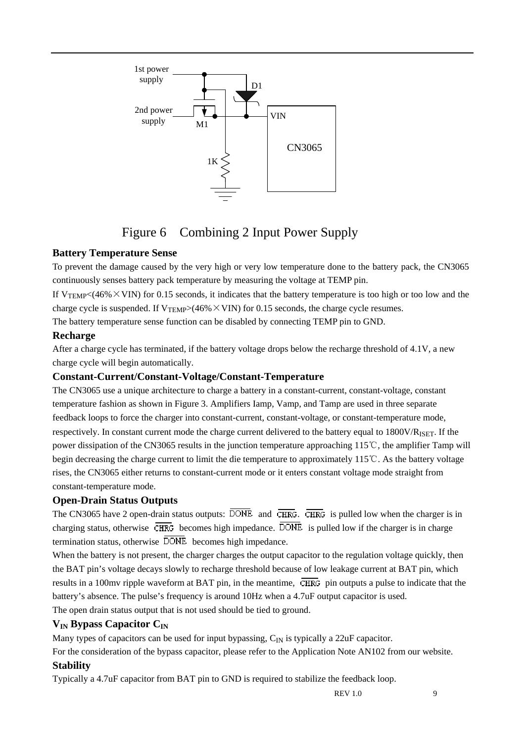Figure 6 Combining 2 Input Power Supply

**Battery Temperature Sense**

To prevent the damage caused by the very high or very low temperature done to the battery pack, the CN3065 continuously senses battery pack temperature by measuring the voltage at TEMP pin.

If $V_{TEMP}$<(46%×VIN) for 0.15 seconds, it indicates that the battery temperature is too high or too low and the charge cycle is suspended. If $V_{TEMP}$>(46%×VIN) for 0.15 seconds, the charge cycle resumes.

The battery temperature sense function can be disabled by connecting TEMP pin to GND.

**Recharge**

After a charge cycle has terminated, if the battery voltage drops below the recharge threshold of 4.1V, a new charge cycle will begin automatically.

**Constant-Current/Constant-Voltage/Constant-Temperature**

The CN3065 use a unique architecture to charge a battery in a constant-current, constant-voltage, constant temperature fashion as shown in Figure 3. Amplifiers Iamp, Vamp, and Tamp are used in three separate feedback loops to force the charger into constant-current, constant-voltage, or constant-temperature mode, respectively. In constant current mode the charge current delivered to the battery equal to 1800V/$R_{ISET}$. If the power dissipation of the CN3065 results in the junction temperature approaching 115℃, the amplifier Tamp will begin decreasing the charge current to limit the die temperature to approximately 115℃. As the battery voltage rises, the CN3065 either returns to constant-current mode or it enters constant voltage mode straight from constant-temperature mode.

**Open-Drain Status Outputs**

The CN3065 have 2 open-drain status outputs: $\overline{\text{DONE}}$ and $\overline{\text{CHRG}}$. $\overline{\text{CHRG}}$ is pulled low when the charger is in charging status, otherwise $\overline{\text{CHRG}}$ becomes high impedance. $\overline{\text{DONE}}$ is pulled low if the charger is in charge termination status, otherwise $\overline{\text{DONE}}$ becomes high impedance.

When the battery is not present, the charger charges the output capacitor to the regulation voltage quickly, then the BAT pin's voltage decays slowly to recharge threshold because of low leakage current at BAT pin, which results in a 100mv ripple waveform at BAT pin, in the meantime, $\overline{\text{CHRG}}$ pin outputs a pulse to indicate that the battery's absence. The pulse's frequency is around 10Hz when a 4.7uF output capacitor is used.

The open drain status output that is not used should be tied to ground.

**$V_{IN}$ Bypass Capacitor $C_{IN}$**

Many types of capacitors can be used for input bypassing, $C_{IN}$ is typically a 22uF capacitor.

For the consideration of the bypass capacitor, please refer to the Application Note AN102 from our website.

**Stability**

Typically a 4.7uF capacitor from BAT pin to GND is required to stabilize the feedback loop.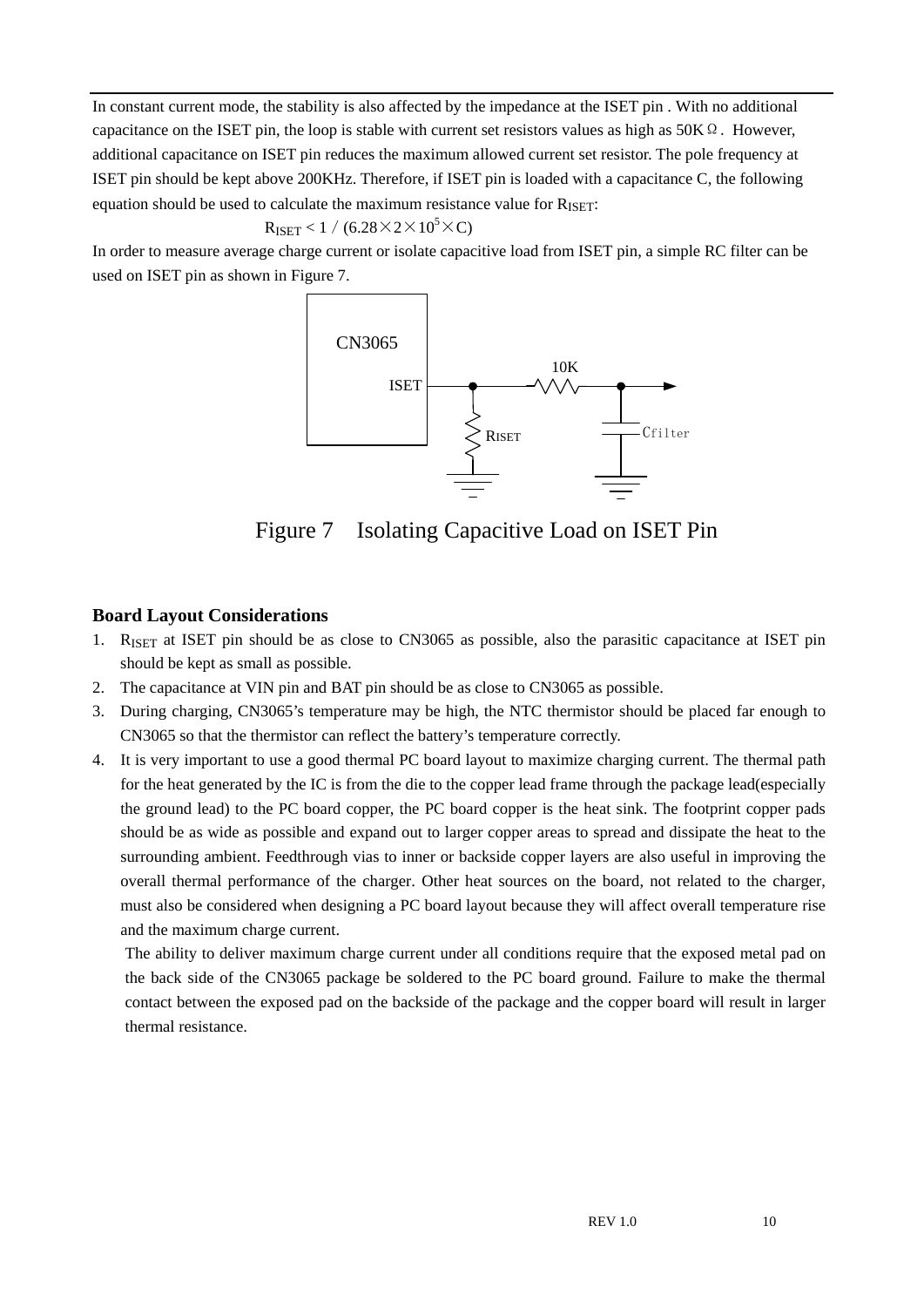In constant current mode, the stability is also affected by the impedance at the ISET pin . With no additional capacitance on the ISET pin, the loop is stable with current set resistors values as high as 50KΩ. However, additional capacitance on ISET pin reduces the maximum allowed current set resistor. The pole frequency at ISET pin should be kept above 200KHz. Therefore, if ISET pin is loaded with a capacitance C, the following equation should be used to calculate the maximum resistance value for $R_{ISET}$:

$$R_{ISET} < 1 / (6.28 \times 2 \times 10^5 \times C)$$

In order to measure average charge current or isolate capacitive load from ISET pin, a simple RC filter can be used on ISET pin as shown in Figure 7.

Figure 7 Isolating Capacitive Load on ISET Pin

## Board Layout Considerations

1. $R_{ISET}$ at ISET pin should be as close to CN3065 as possible, also the parasitic capacitance at ISET pin should be kept as small as possible.
2. The capacitance at VIN pin and BAT pin should be as close to CN3065 as possible.
3. During charging, CN3065's temperature may be high, the NTC thermistor should be placed far enough to CN3065 so that the thermistor can reflect the battery's temperature correctly.
4. It is very important to use a good thermal PC board layout to maximize charging current. The thermal path for the heat generated by the IC is from the die to the copper lead frame through the package lead(especially the ground lead) to the PC board copper, the PC board copper is the heat sink. The footprint copper pads should be as wide as possible and expand out to larger copper areas to spread and dissipate the heat to the surrounding ambient. Feedthrough vias to inner or backside copper layers are also useful in improving the overall thermal performance of the charger. Other heat sources on the board, not related to the charger, must also be considered when designing a PC board layout because they will affect overall temperature rise and the maximum charge current.

   The ability to deliver maximum charge current under all conditions require that the exposed metal pad on the back side of the CN3065 package be soldered to the PC board ground. Failure to make the thermal contact between the exposed pad on the backside of the package and the copper board will result in larger thermal resistance.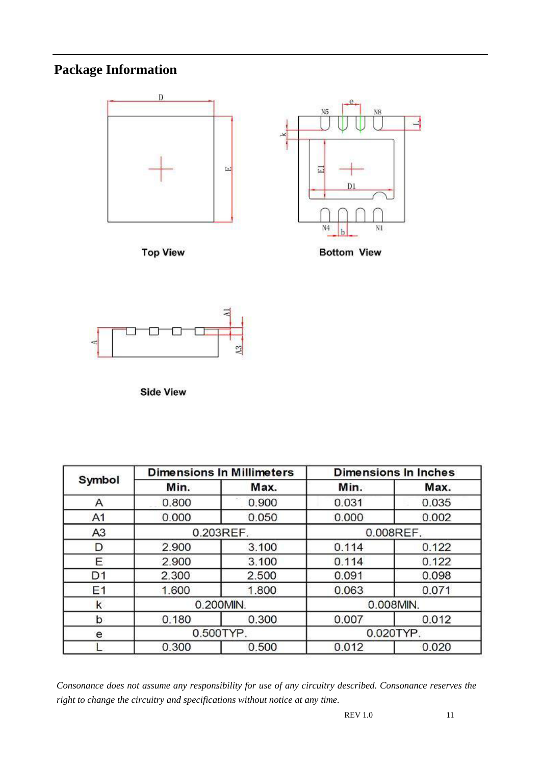## Package Information

D

E

N5 e N8

k L

E1

D1

N4 b N1

Top View

Bottom View

A1

A

A3

Side View

| Symbol | Dimensions In Millimeters | | Dimensions In Inches | |
|---|---|---|---|---|
| | Min. | Max. | Min. | Max. |
| A | 0.800 | 0.900 | 0.031 | 0.035 |
| A1 | 0.000 | 0.050 | 0.000 | 0.002 |
| A3 | 0.203REF. | | 0.008REF. | |
| D | 2.900 | 3.100 | 0.114 | 0.122 |
| E | 2.900 | 3.100 | 0.114 | 0.122 |
| D1 | 2.300 | 2.500 | 0.091 | 0.098 |
| E1 | 1.600 | 1.800 | 0.063 | 0.071 |
| k | 0.200MIN. | | 0.008MIN. | |
| b | 0.180 | 0.300 | 0.007 | 0.012 |
| e | 0.500TYP. | | 0.020TYP. | |
| L | 0.300 | 0.500 | 0.012 | 0.020 |

*Consonance does not assume any responsibility for use of any circuitry described. Consonance reserves the right to change the circuitry and specifications without notice at any time.*

REV 1.0